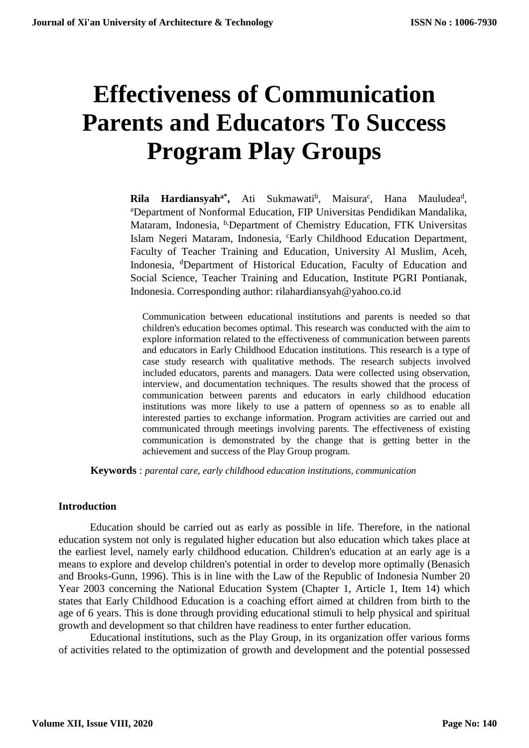# Effectiveness of Communication Parents and Educators To Success Program Play Groups

**Rila Hardiansyah[a*],** Ati Sukmawati[b], Maisura[c], Hana Mauludea[d], [a]Department of Nonformal Education, FIP Universitas Pendidikan Mandalika, Mataram, Indonesia, [b,]Department of Chemistry Education, FTK Universitas Islam Negeri Mataram, Indonesia, [c]Early Childhood Education Department, Faculty of Teacher Training and Education, University Al Muslim, Aceh, Indonesia, [d]Department of Historical Education, Faculty of Education and Social Science, Teacher Training and Education, Institute PGRI Pontianak, Indonesia. Corresponding author: rilahardiansyah@yahoo.co.id

Communication between educational institutions and parents is needed so that children's education becomes optimal. This research was conducted with the aim to explore information related to the effectiveness of communication between parents and educators in Early Childhood Education institutions. This research is a type of case study research with qualitative methods. The research subjects involved included educators, parents and managers. Data were collected using observation, interview, and documentation techniques. The results showed that the process of communication between parents and educators in early childhood education institutions was more likely to use a pattern of openness so as to enable all interested parties to exchange information. Program activities are carried out and communicated through meetings involving parents. The effectiveness of existing communication is demonstrated by the change that is getting better in the achievement and success of the Play Group program.

**Keywords** : *parental care, early childhood education institutions, communication*

## Introduction

Education should be carried out as early as possible in life. Therefore, in the national education system not only is regulated higher education but also education which takes place at the earliest level, namely early childhood education. Children's education at an early age is a means to explore and develop children's potential in order to develop more optimally (Benasich and Brooks-Gunn, 1996). This is in line with the Law of the Republic of Indonesia Number 20 Year 2003 concerning the National Education System (Chapter 1, Article 1, Item 14) which states that Early Childhood Education is a coaching effort aimed at children from birth to the age of 6 years. This is done through providing educational stimuli to help physical and spiritual growth and development so that children have readiness to enter further education.

Educational institutions, such as the Play Group, in its organization offer various forms of activities related to the optimization of growth and development and the potential possessed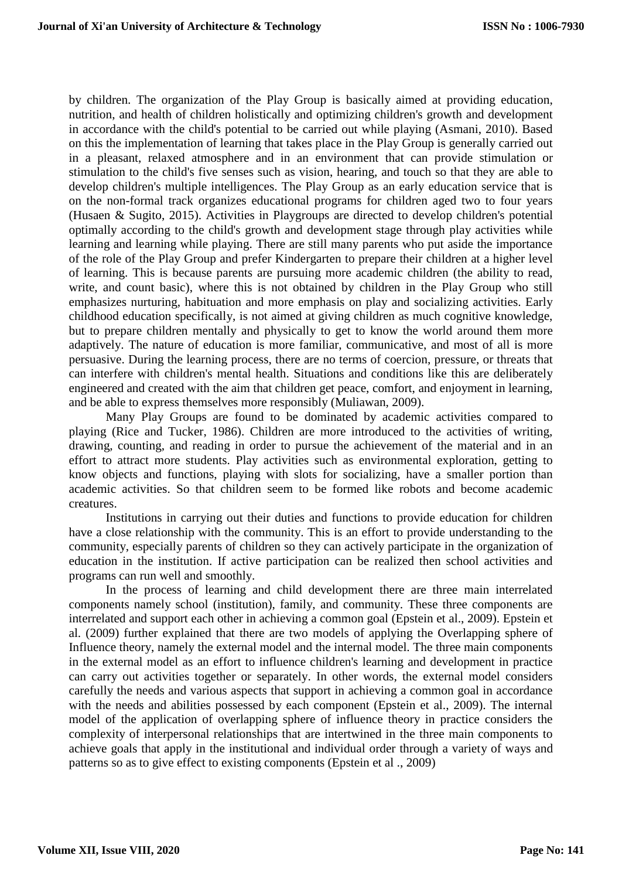by children. The organization of the Play Group is basically aimed at providing education, nutrition, and health of children holistically and optimizing children's growth and development in accordance with the child's potential to be carried out while playing (Asmani, 2010). Based on this the implementation of learning that takes place in the Play Group is generally carried out in a pleasant, relaxed atmosphere and in an environment that can provide stimulation or stimulation to the child's five senses such as vision, hearing, and touch so that they are able to develop children's multiple intelligences. The Play Group as an early education service that is on the non-formal track organizes educational programs for children aged two to four years (Husaen & Sugito, 2015). Activities in Playgroups are directed to develop children's potential optimally according to the child's growth and development stage through play activities while learning and learning while playing. There are still many parents who put aside the importance of the role of the Play Group and prefer Kindergarten to prepare their children at a higher level of learning. This is because parents are pursuing more academic children (the ability to read, write, and count basic), where this is not obtained by children in the Play Group who still emphasizes nurturing, habituation and more emphasis on play and socializing activities. Early childhood education specifically, is not aimed at giving children as much cognitive knowledge, but to prepare children mentally and physically to get to know the world around them more adaptively. The nature of education is more familiar, communicative, and most of all is more persuasive. During the learning process, there are no terms of coercion, pressure, or threats that can interfere with children's mental health. Situations and conditions like this are deliberately engineered and created with the aim that children get peace, comfort, and enjoyment in learning, and be able to express themselves more responsibly (Muliawan, 2009).

Many Play Groups are found to be dominated by academic activities compared to playing (Rice and Tucker, 1986). Children are more introduced to the activities of writing, drawing, counting, and reading in order to pursue the achievement of the material and in an effort to attract more students. Play activities such as environmental exploration, getting to know objects and functions, playing with slots for socializing, have a smaller portion than academic activities. So that children seem to be formed like robots and become academic creatures.

Institutions in carrying out their duties and functions to provide education for children have a close relationship with the community. This is an effort to provide understanding to the community, especially parents of children so they can actively participate in the organization of education in the institution. If active participation can be realized then school activities and programs can run well and smoothly.

In the process of learning and child development there are three main interrelated components namely school (institution), family, and community. These three components are interrelated and support each other in achieving a common goal (Epstein et al., 2009). Epstein et al. (2009) further explained that there are two models of applying the Overlapping sphere of Influence theory, namely the external model and the internal model. The three main components in the external model as an effort to influence children's learning and development in practice can carry out activities together or separately. In other words, the external model considers carefully the needs and various aspects that support in achieving a common goal in accordance with the needs and abilities possessed by each component (Epstein et al., 2009). The internal model of the application of overlapping sphere of influence theory in practice considers the complexity of interpersonal relationships that are intertwined in the three main components to achieve goals that apply in the institutional and individual order through a variety of ways and patterns so as to give effect to existing components (Epstein et al ., 2009)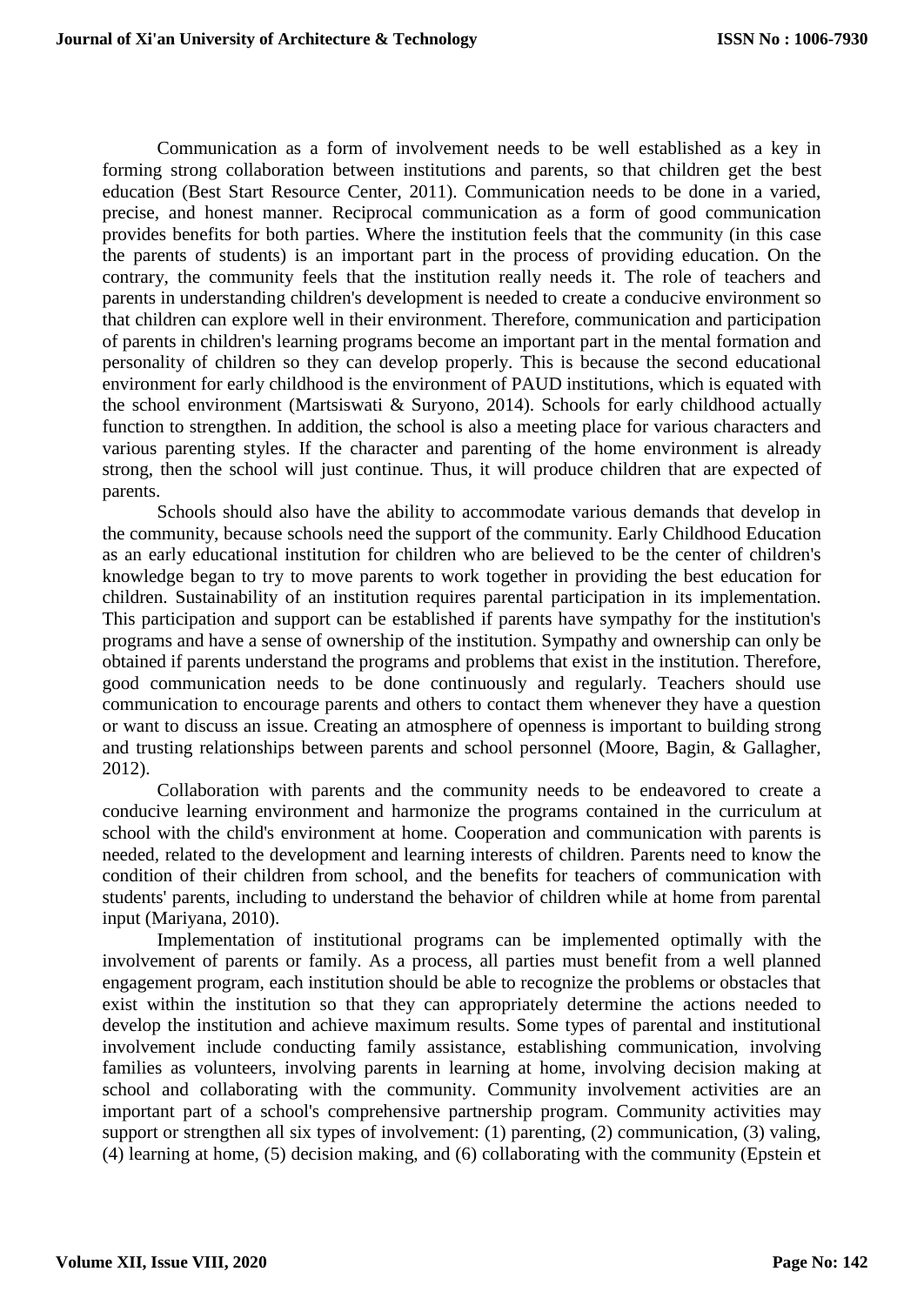Communication as a form of involvement needs to be well established as a key in forming strong collaboration between institutions and parents, so that children get the best education (Best Start Resource Center, 2011). Communication needs to be done in a varied, precise, and honest manner. Reciprocal communication as a form of good communication provides benefits for both parties. Where the institution feels that the community (in this case the parents of students) is an important part in the process of providing education. On the contrary, the community feels that the institution really needs it. The role of teachers and parents in understanding children's development is needed to create a conducive environment so that children can explore well in their environment. Therefore, communication and participation of parents in children's learning programs become an important part in the mental formation and personality of children so they can develop properly. This is because the second educational environment for early childhood is the environment of PAUD institutions, which is equated with the school environment (Martsiswati & Suryono, 2014). Schools for early childhood actually function to strengthen. In addition, the school is also a meeting place for various characters and various parenting styles. If the character and parenting of the home environment is already strong, then the school will just continue. Thus, it will produce children that are expected of parents.

Schools should also have the ability to accommodate various demands that develop in the community, because schools need the support of the community. Early Childhood Education as an early educational institution for children who are believed to be the center of children's knowledge began to try to move parents to work together in providing the best education for children. Sustainability of an institution requires parental participation in its implementation. This participation and support can be established if parents have sympathy for the institution's programs and have a sense of ownership of the institution. Sympathy and ownership can only be obtained if parents understand the programs and problems that exist in the institution. Therefore, good communication needs to be done continuously and regularly. Teachers should use communication to encourage parents and others to contact them whenever they have a question or want to discuss an issue. Creating an atmosphere of openness is important to building strong and trusting relationships between parents and school personnel (Moore, Bagin, & Gallagher, 2012).

Collaboration with parents and the community needs to be endeavored to create a conducive learning environment and harmonize the programs contained in the curriculum at school with the child's environment at home. Cooperation and communication with parents is needed, related to the development and learning interests of children. Parents need to know the condition of their children from school, and the benefits for teachers of communication with students' parents, including to understand the behavior of children while at home from parental input (Mariyana, 2010).

Implementation of institutional programs can be implemented optimally with the involvement of parents or family. As a process, all parties must benefit from a well planned engagement program, each institution should be able to recognize the problems or obstacles that exist within the institution so that they can appropriately determine the actions needed to develop the institution and achieve maximum results. Some types of parental and institutional involvement include conducting family assistance, establishing communication, involving families as volunteers, involving parents in learning at home, involving decision making at school and collaborating with the community. Community involvement activities are an important part of a school's comprehensive partnership program. Community activities may support or strengthen all six types of involvement: (1) parenting, (2) communication, (3) valing, (4) learning at home, (5) decision making, and (6) collaborating with the community (Epstein et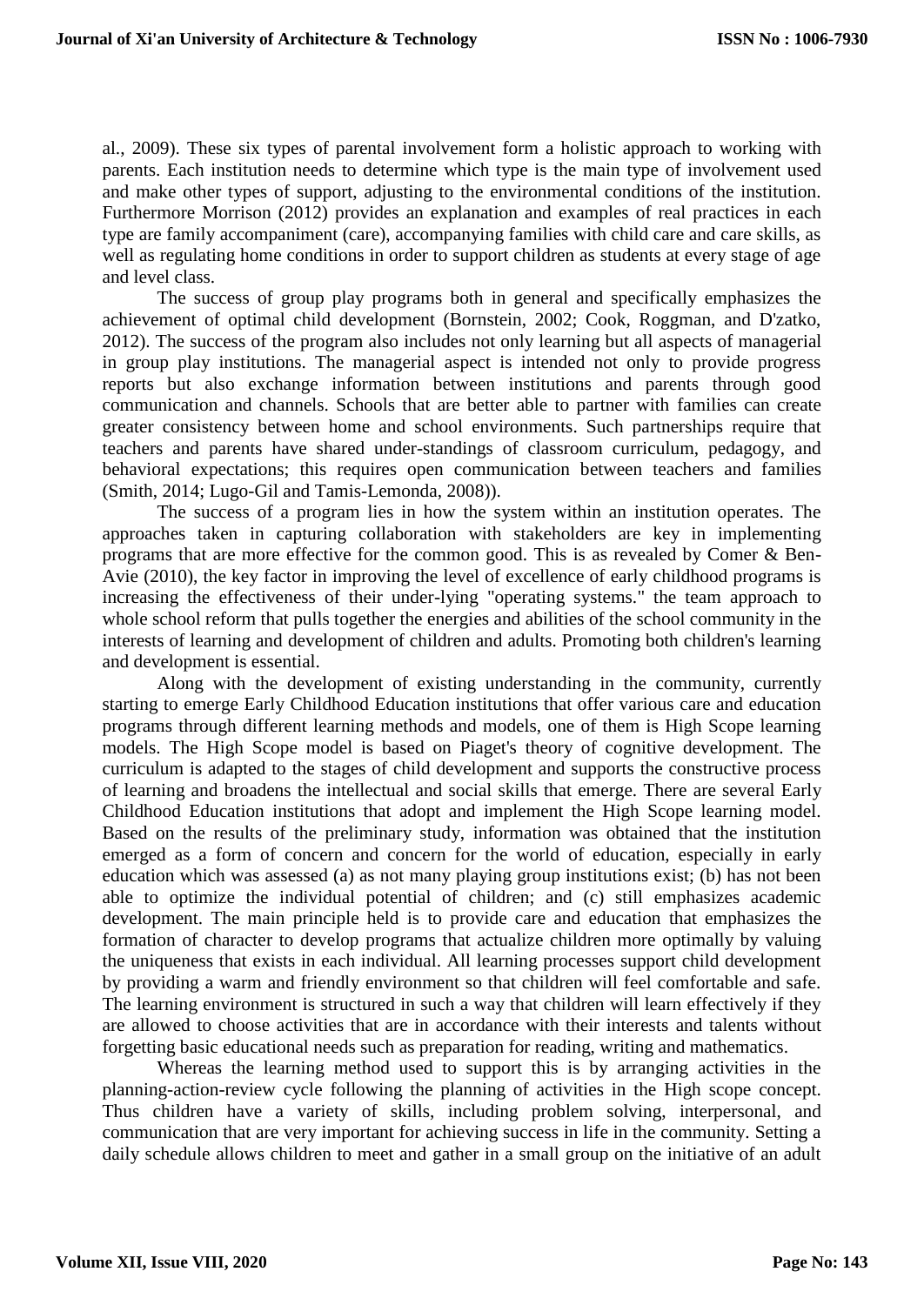al., 2009). These six types of parental involvement form a holistic approach to working with parents. Each institution needs to determine which type is the main type of involvement used and make other types of support, adjusting to the environmental conditions of the institution. Furthermore Morrison (2012) provides an explanation and examples of real practices in each type are family accompaniment (care), accompanying families with child care and care skills, as well as regulating home conditions in order to support children as students at every stage of age and level class.

The success of group play programs both in general and specifically emphasizes the achievement of optimal child development (Bornstein, 2002; Cook, Roggman, and D'zatko, 2012). The success of the program also includes not only learning but all aspects of managerial in group play institutions. The managerial aspect is intended not only to provide progress reports but also exchange information between institutions and parents through good communication and channels. Schools that are better able to partner with families can create greater consistency between home and school environments. Such partnerships require that teachers and parents have shared under-standings of classroom curriculum, pedagogy, and behavioral expectations; this requires open communication between teachers and families (Smith, 2014; Lugo-Gil and Tamis-Lemonda, 2008)).

The success of a program lies in how the system within an institution operates. The approaches taken in capturing collaboration with stakeholders are key in implementing programs that are more effective for the common good. This is as revealed by Comer & Ben-Avie (2010), the key factor in improving the level of excellence of early childhood programs is increasing the effectiveness of their under-lying "operating systems." the team approach to whole school reform that pulls together the energies and abilities of the school community in the interests of learning and development of children and adults. Promoting both children's learning and development is essential.

Along with the development of existing understanding in the community, currently starting to emerge Early Childhood Education institutions that offer various care and education programs through different learning methods and models, one of them is High Scope learning models. The High Scope model is based on Piaget's theory of cognitive development. The curriculum is adapted to the stages of child development and supports the constructive process of learning and broadens the intellectual and social skills that emerge. There are several Early Childhood Education institutions that adopt and implement the High Scope learning model. Based on the results of the preliminary study, information was obtained that the institution emerged as a form of concern and concern for the world of education, especially in early education which was assessed (a) as not many playing group institutions exist; (b) has not been able to optimize the individual potential of children; and (c) still emphasizes academic development. The main principle held is to provide care and education that emphasizes the formation of character to develop programs that actualize children more optimally by valuing the uniqueness that exists in each individual. All learning processes support child development by providing a warm and friendly environment so that children will feel comfortable and safe. The learning environment is structured in such a way that children will learn effectively if they are allowed to choose activities that are in accordance with their interests and talents without forgetting basic educational needs such as preparation for reading, writing and mathematics.

Whereas the learning method used to support this is by arranging activities in the planning-action-review cycle following the planning of activities in the High scope concept. Thus children have a variety of skills, including problem solving, interpersonal, and communication that are very important for achieving success in life in the community. Setting a daily schedule allows children to meet and gather in a small group on the initiative of an adult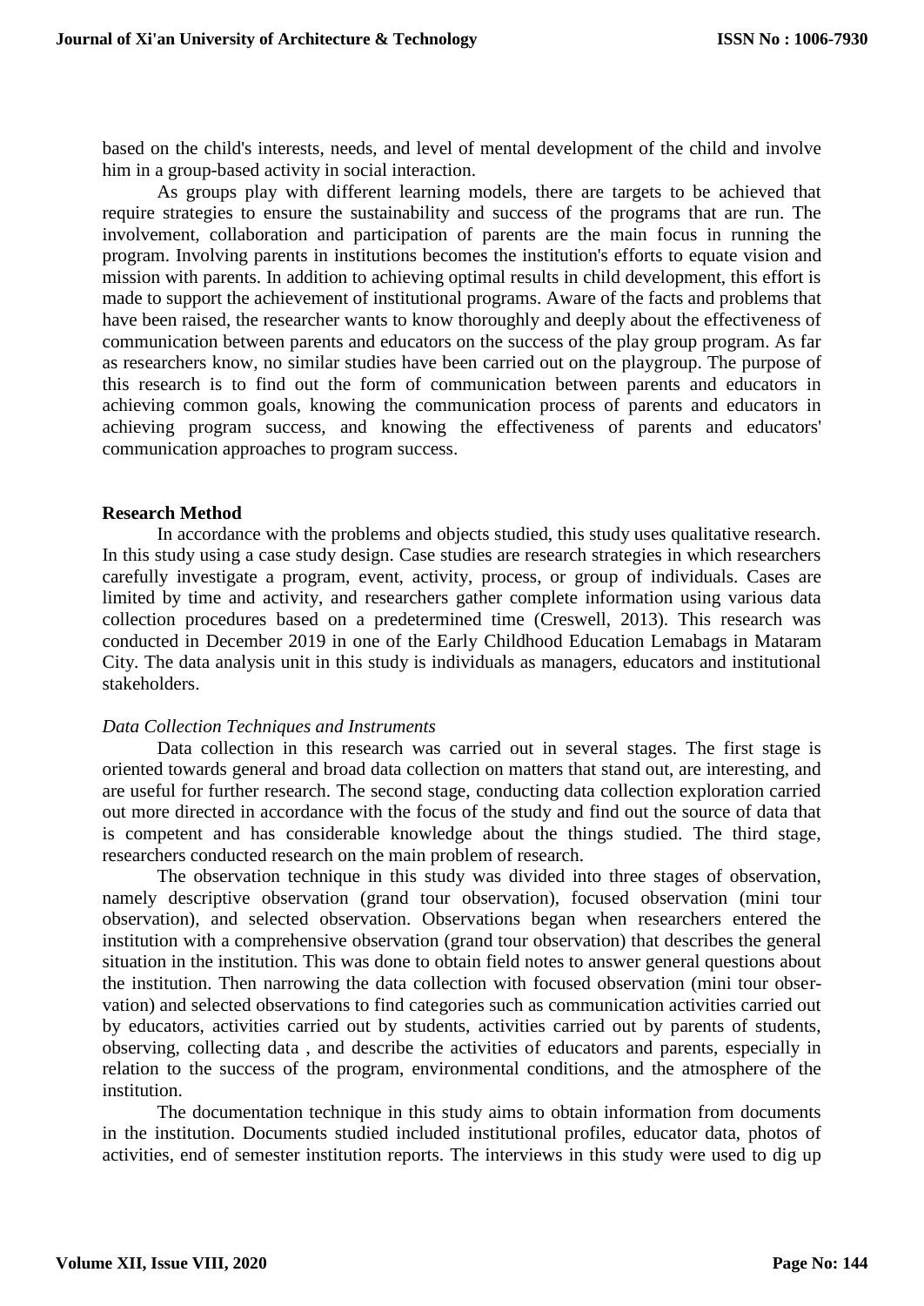based on the child's interests, needs, and level of mental development of the child and involve him in a group-based activity in social interaction.

As groups play with different learning models, there are targets to be achieved that require strategies to ensure the sustainability and success of the programs that are run. The involvement, collaboration and participation of parents are the main focus in running the program. Involving parents in institutions becomes the institution's efforts to equate vision and mission with parents. In addition to achieving optimal results in child development, this effort is made to support the achievement of institutional programs. Aware of the facts and problems that have been raised, the researcher wants to know thoroughly and deeply about the effectiveness of communication between parents and educators on the success of the play group program. As far as researchers know, no similar studies have been carried out on the playgroup. The purpose of this research is to find out the form of communication between parents and educators in achieving common goals, knowing the communication process of parents and educators in achieving program success, and knowing the effectiveness of parents and educators' communication approaches to program success.

## Research Method

In accordance with the problems and objects studied, this study uses qualitative research. In this study using a case study design. Case studies are research strategies in which researchers carefully investigate a program, event, activity, process, or group of individuals. Cases are limited by time and activity, and researchers gather complete information using various data collection procedures based on a predetermined time (Creswell, 2013). This research was conducted in December 2019 in one of the Early Childhood Education Lemabags in Mataram City. The data analysis unit in this study is individuals as managers, educators and institutional stakeholders.

### *Data Collection Techniques and Instruments*

Data collection in this research was carried out in several stages. The first stage is oriented towards general and broad data collection on matters that stand out, are interesting, and are useful for further research. The second stage, conducting data collection exploration carried out more directed in accordance with the focus of the study and find out the source of data that is competent and has considerable knowledge about the things studied. The third stage, researchers conducted research on the main problem of research.

The observation technique in this study was divided into three stages of observation, namely descriptive observation (grand tour observation), focused observation (mini tour observation), and selected observation. Observations began when researchers entered the institution with a comprehensive observation (grand tour observation) that describes the general situation in the institution. This was done to obtain field notes to answer general questions about the institution. Then narrowing the data collection with focused observation (mini tour observation) and selected observations to find categories such as communication activities carried out by educators, activities carried out by students, activities carried out by parents of students, observing, collecting data , and describe the activities of educators and parents, especially in relation to the success of the program, environmental conditions, and the atmosphere of the institution.

The documentation technique in this study aims to obtain information from documents in the institution. Documents studied included institutional profiles, educator data, photos of activities, end of semester institution reports. The interviews in this study were used to dig up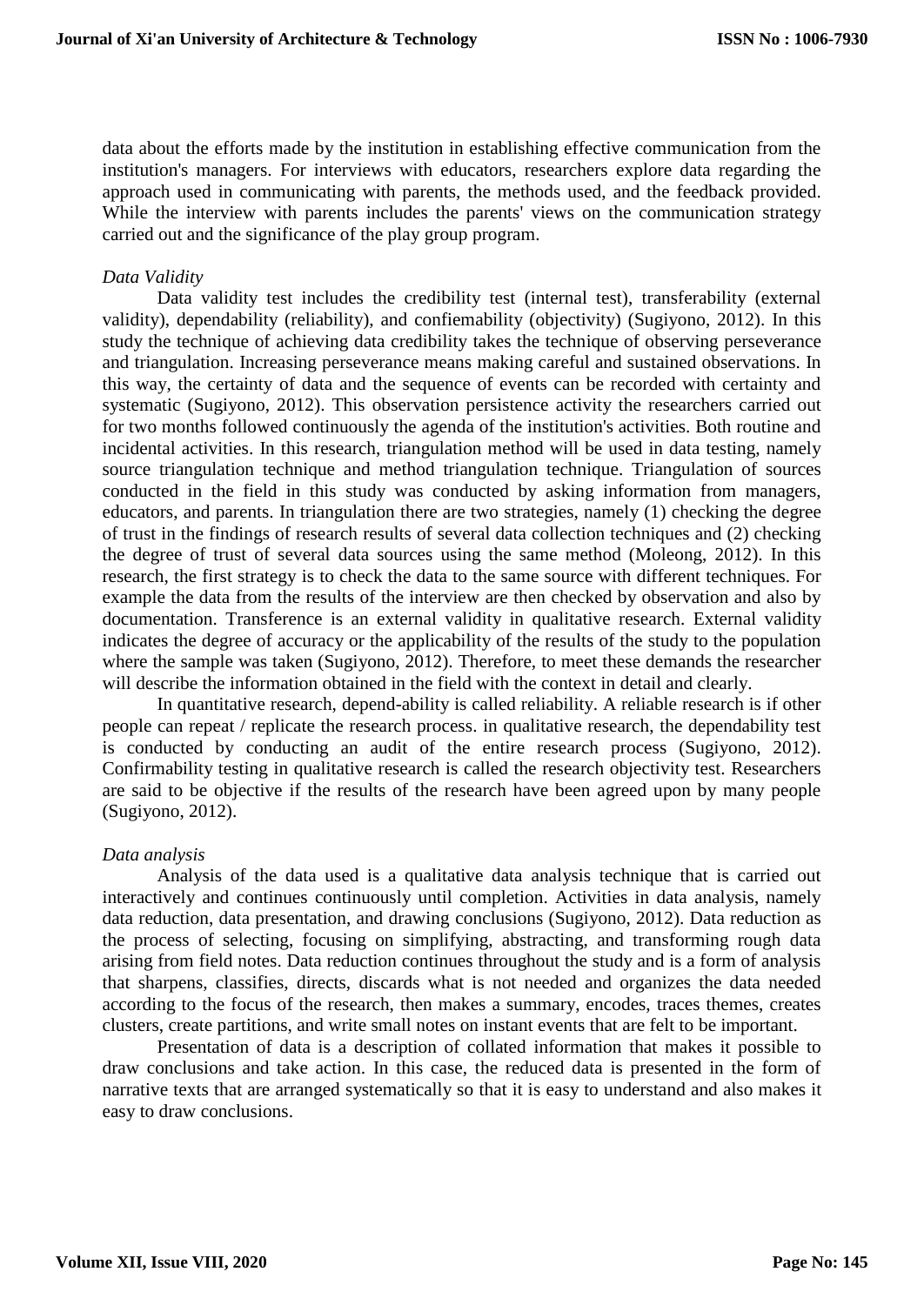data about the efforts made by the institution in establishing effective communication from the institution's managers. For interviews with educators, researchers explore data regarding the approach used in communicating with parents, the methods used, and the feedback provided. While the interview with parents includes the parents' views on the communication strategy carried out and the significance of the play group program.

*Data Validity*

Data validity test includes the credibility test (internal test), transferability (external validity), dependability (reliability), and confiemability (objectivity) (Sugiyono, 2012). In this study the technique of achieving data credibility takes the technique of observing perseverance and triangulation. Increasing perseverance means making careful and sustained observations. In this way, the certainty of data and the sequence of events can be recorded with certainty and systematic (Sugiyono, 2012). This observation persistence activity the researchers carried out for two months followed continuously the agenda of the institution's activities. Both routine and incidental activities. In this research, triangulation method will be used in data testing, namely source triangulation technique and method triangulation technique. Triangulation of sources conducted in the field in this study was conducted by asking information from managers, educators, and parents. In triangulation there are two strategies, namely (1) checking the degree of trust in the findings of research results of several data collection techniques and (2) checking the degree of trust of several data sources using the same method (Moleong, 2012). In this research, the first strategy is to check the data to the same source with different techniques. For example the data from the results of the interview are then checked by observation and also by documentation. Transference is an external validity in qualitative research. External validity indicates the degree of accuracy or the applicability of the results of the study to the population where the sample was taken (Sugiyono, 2012). Therefore, to meet these demands the researcher will describe the information obtained in the field with the context in detail and clearly.

In quantitative research, depend-ability is called reliability. A reliable research is if other people can repeat / replicate the research process. in qualitative research, the dependability test is conducted by conducting an audit of the entire research process (Sugiyono, 2012). Confirmability testing in qualitative research is called the research objectivity test. Researchers are said to be objective if the results of the research have been agreed upon by many people (Sugiyono, 2012).

*Data analysis*

Analysis of the data used is a qualitative data analysis technique that is carried out interactively and continues continuously until completion. Activities in data analysis, namely data reduction, data presentation, and drawing conclusions (Sugiyono, 2012). Data reduction as the process of selecting, focusing on simplifying, abstracting, and transforming rough data arising from field notes. Data reduction continues throughout the study and is a form of analysis that sharpens, classifies, directs, discards what is not needed and organizes the data needed according to the focus of the research, then makes a summary, encodes, traces themes, creates clusters, create partitions, and write small notes on instant events that are felt to be important.

Presentation of data is a description of collated information that makes it possible to draw conclusions and take action. In this case, the reduced data is presented in the form of narrative texts that are arranged systematically so that it is easy to understand and also makes it easy to draw conclusions.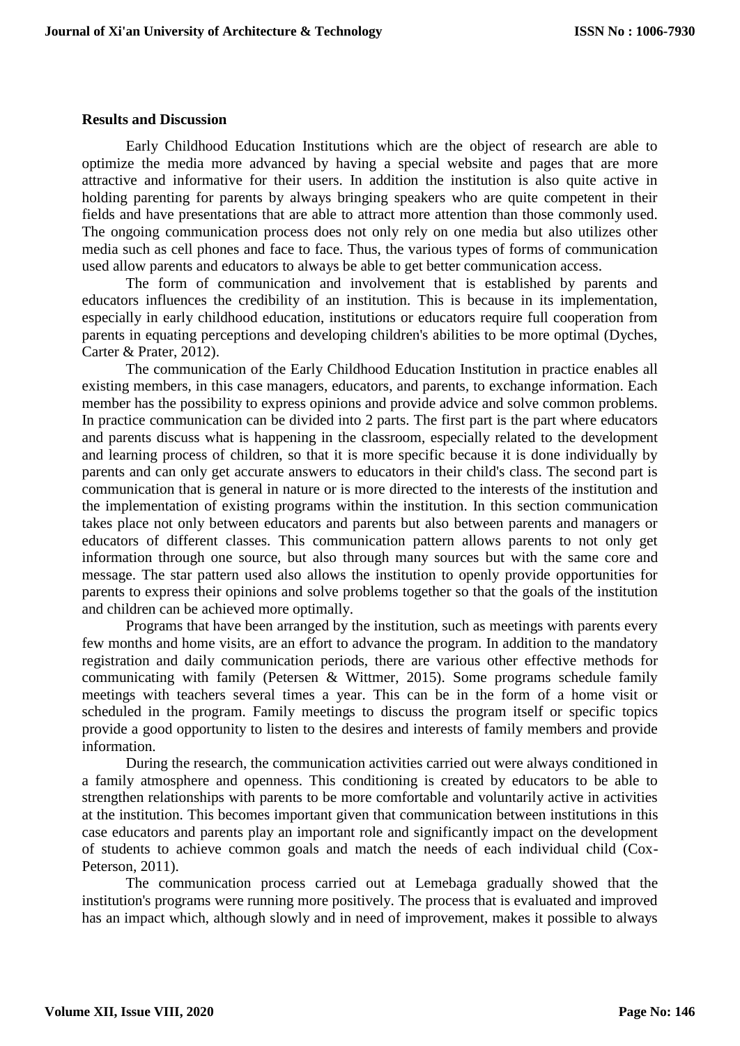**Results and Discussion**

Early Childhood Education Institutions which are the object of research are able to optimize the media more advanced by having a special website and pages that are more attractive and informative for their users. In addition the institution is also quite active in holding parenting for parents by always bringing speakers who are quite competent in their fields and have presentations that are able to attract more attention than those commonly used. The ongoing communication process does not only rely on one media but also utilizes other media such as cell phones and face to face. Thus, the various types of forms of communication used allow parents and educators to always be able to get better communication access.

The form of communication and involvement that is established by parents and educators influences the credibility of an institution. This is because in its implementation, especially in early childhood education, institutions or educators require full cooperation from parents in equating perceptions and developing children's abilities to be more optimal (Dyches, Carter & Prater, 2012).

The communication of the Early Childhood Education Institution in practice enables all existing members, in this case managers, educators, and parents, to exchange information. Each member has the possibility to express opinions and provide advice and solve common problems. In practice communication can be divided into 2 parts. The first part is the part where educators and parents discuss what is happening in the classroom, especially related to the development and learning process of children, so that it is more specific because it is done individually by parents and can only get accurate answers to educators in their child's class. The second part is communication that is general in nature or is more directed to the interests of the institution and the implementation of existing programs within the institution. In this section communication takes place not only between educators and parents but also between parents and managers or educators of different classes. This communication pattern allows parents to not only get information through one source, but also through many sources but with the same core and message. The star pattern used also allows the institution to openly provide opportunities for parents to express their opinions and solve problems together so that the goals of the institution and children can be achieved more optimally.

Programs that have been arranged by the institution, such as meetings with parents every few months and home visits, are an effort to advance the program. In addition to the mandatory registration and daily communication periods, there are various other effective methods for communicating with family (Petersen & Wittmer, 2015). Some programs schedule family meetings with teachers several times a year. This can be in the form of a home visit or scheduled in the program. Family meetings to discuss the program itself or specific topics provide a good opportunity to listen to the desires and interests of family members and provide information.

During the research, the communication activities carried out were always conditioned in a family atmosphere and openness. This conditioning is created by educators to be able to strengthen relationships with parents to be more comfortable and voluntarily active in activities at the institution. This becomes important given that communication between institutions in this case educators and parents play an important role and significantly impact on the development of students to achieve common goals and match the needs of each individual child (Cox-Peterson, 2011).

The communication process carried out at Lemebaga gradually showed that the institution's programs were running more positively. The process that is evaluated and improved has an impact which, although slowly and in need of improvement, makes it possible to always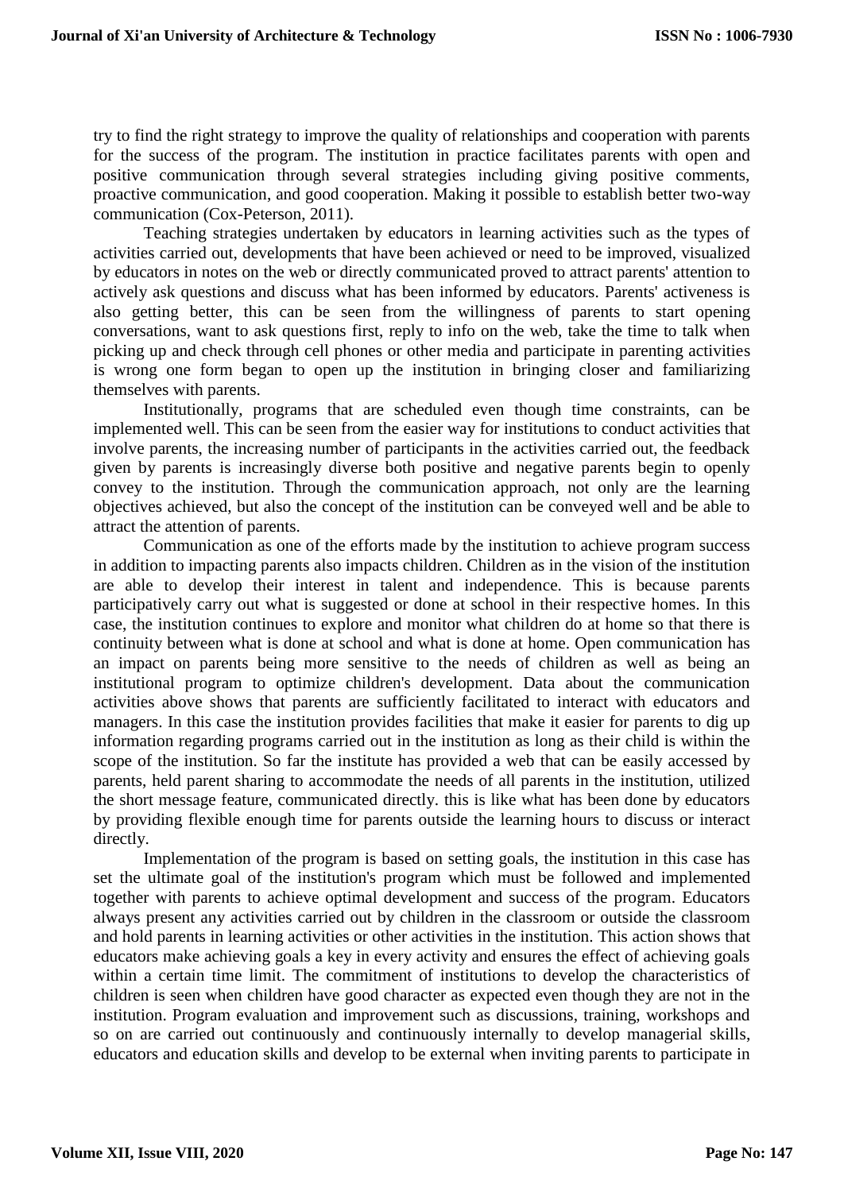try to find the right strategy to improve the quality of relationships and cooperation with parents for the success of the program. The institution in practice facilitates parents with open and positive communication through several strategies including giving positive comments, proactive communication, and good cooperation. Making it possible to establish better two-way communication (Cox-Peterson, 2011).

Teaching strategies undertaken by educators in learning activities such as the types of activities carried out, developments that have been achieved or need to be improved, visualized by educators in notes on the web or directly communicated proved to attract parents' attention to actively ask questions and discuss what has been informed by educators. Parents' activeness is also getting better, this can be seen from the willingness of parents to start opening conversations, want to ask questions first, reply to info on the web, take the time to talk when picking up and check through cell phones or other media and participate in parenting activities is wrong one form began to open up the institution in bringing closer and familiarizing themselves with parents.

Institutionally, programs that are scheduled even though time constraints, can be implemented well. This can be seen from the easier way for institutions to conduct activities that involve parents, the increasing number of participants in the activities carried out, the feedback given by parents is increasingly diverse both positive and negative parents begin to openly convey to the institution. Through the communication approach, not only are the learning objectives achieved, but also the concept of the institution can be conveyed well and be able to attract the attention of parents.

Communication as one of the efforts made by the institution to achieve program success in addition to impacting parents also impacts children. Children as in the vision of the institution are able to develop their interest in talent and independence. This is because parents participatively carry out what is suggested or done at school in their respective homes. In this case, the institution continues to explore and monitor what children do at home so that there is continuity between what is done at school and what is done at home. Open communication has an impact on parents being more sensitive to the needs of children as well as being an institutional program to optimize children's development. Data about the communication activities above shows that parents are sufficiently facilitated to interact with educators and managers. In this case the institution provides facilities that make it easier for parents to dig up information regarding programs carried out in the institution as long as their child is within the scope of the institution. So far the institute has provided a web that can be easily accessed by parents, held parent sharing to accommodate the needs of all parents in the institution, utilized the short message feature, communicated directly. this is like what has been done by educators by providing flexible enough time for parents outside the learning hours to discuss or interact directly.

Implementation of the program is based on setting goals, the institution in this case has set the ultimate goal of the institution's program which must be followed and implemented together with parents to achieve optimal development and success of the program. Educators always present any activities carried out by children in the classroom or outside the classroom and hold parents in learning activities or other activities in the institution. This action shows that educators make achieving goals a key in every activity and ensures the effect of achieving goals within a certain time limit. The commitment of institutions to develop the characteristics of children is seen when children have good character as expected even though they are not in the institution. Program evaluation and improvement such as discussions, training, workshops and so on are carried out continuously and continuously internally to develop managerial skills, educators and education skills and develop to be external when inviting parents to participate in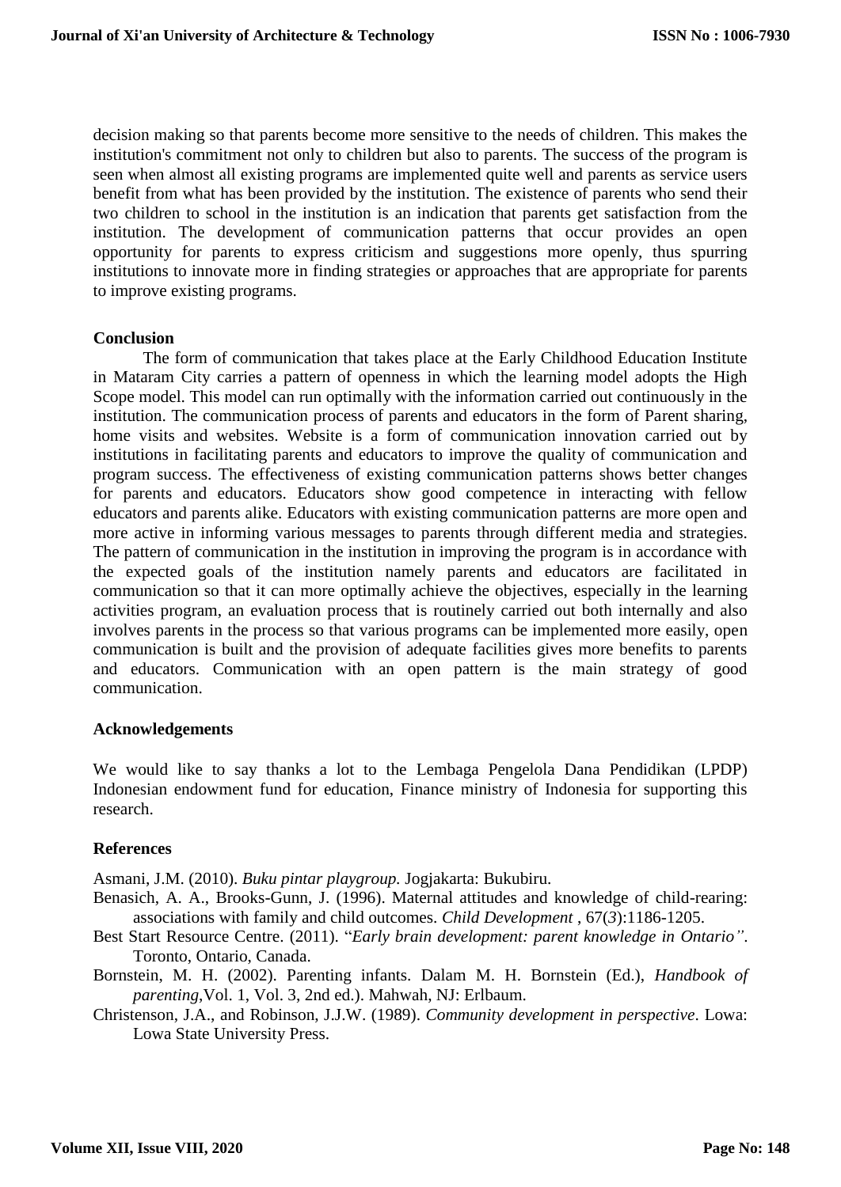decision making so that parents become more sensitive to the needs of children. This makes the institution's commitment not only to children but also to parents. The success of the program is seen when almost all existing programs are implemented quite well and parents as service users benefit from what has been provided by the institution. The existence of parents who send their two children to school in the institution is an indication that parents get satisfaction from the institution. The development of communication patterns that occur provides an open opportunity for parents to express criticism and suggestions more openly, thus spurring institutions to innovate more in finding strategies or approaches that are appropriate for parents to improve existing programs.

## Conclusion

The form of communication that takes place at the Early Childhood Education Institute in Mataram City carries a pattern of openness in which the learning model adopts the High Scope model. This model can run optimally with the information carried out continuously in the institution. The communication process of parents and educators in the form of Parent sharing, home visits and websites. Website is a form of communication innovation carried out by institutions in facilitating parents and educators to improve the quality of communication and program success. The effectiveness of existing communication patterns shows better changes for parents and educators. Educators show good competence in interacting with fellow educators and parents alike. Educators with existing communication patterns are more open and more active in informing various messages to parents through different media and strategies. The pattern of communication in the institution in improving the program is in accordance with the expected goals of the institution namely parents and educators are facilitated in communication so that it can more optimally achieve the objectives, especially in the learning activities program, an evaluation process that is routinely carried out both internally and also involves parents in the process so that various programs can be implemented more easily, open communication is built and the provision of adequate facilities gives more benefits to parents and educators. Communication with an open pattern is the main strategy of good communication.

## Acknowledgements

We would like to say thanks a lot to the Lembaga Pengelola Dana Pendidikan (LPDP) Indonesian endowment fund for education, Finance ministry of Indonesia for supporting this research.

## References

Asmani, J.M. (2010). *Buku pintar playgroup.* Jogjakarta: Bukubiru.

Benasich, A. A., Brooks-Gunn, J. (1996). Maternal attitudes and knowledge of child-rearing: associations with family and child outcomes. *Child Development* , 67(*3*):1186-1205.

Best Start Resource Centre. (2011). "*Early brain development: parent knowledge in Ontario"*. Toronto, Ontario, Canada.

Bornstein, M. H. (2002). Parenting infants. Dalam M. H. Bornstein (Ed.), *Handbook of parenting,*Vol. 1, Vol. 3, 2nd ed.). Mahwah, NJ: Erlbaum.

Christenson, J.A., and Robinson, J.J.W. (1989). *Community development in perspective*. Lowa: Lowa State University Press.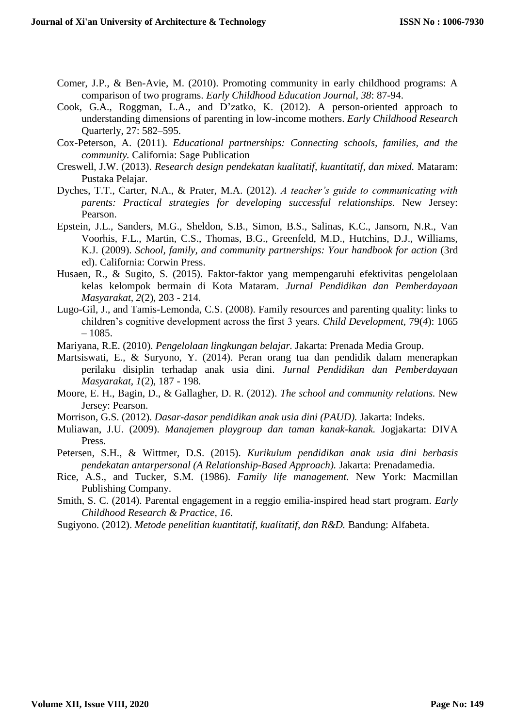Comer, J.P., & Ben-Avie, M. (2010). Promoting community in early childhood programs: A comparison of two programs. *Early Childhood Education Journal*, *38*: 87-94.

Cook, G.A., Roggman, L.A., and D'zatko, K. (2012). A person-oriented approach to understanding dimensions of parenting in low-income mothers. *Early Childhood Research* Quarterly, 27: 582–595.

Cox-Peterson, A. (2011). *Educational partnerships: Connecting schools, families, and the community.* California: Sage Publication

Creswell, J.W. (2013). *Research design pendekatan kualitatif, kuantitatif, dan mixed.* Mataram: Pustaka Pelajar.

Dyches, T.T., Carter, N.A., & Prater, M.A. (2012). *A teacher's guide to communicating with parents: Practical strategies for developing successful relationships.* New Jersey: Pearson.

Epstein, J.L., Sanders, M.G., Sheldon, S.B., Simon, B.S., Salinas, K.C., Jansorn, N.R., Van Voorhis, F.L., Martin, C.S., Thomas, B.G., Greenfeld, M.D., Hutchins, D.J., Williams, K.J. (2009). *School, family, and community partnerships: Your handbook for action* (3rd ed). California: Corwin Press.

Husaen, R., & Sugito, S. (2015). Faktor-faktor yang mempengaruhi efektivitas pengelolaan kelas kelompok bermain di Kota Mataram. *Jurnal Pendidikan dan Pemberdayaan Masyarakat*, *2*(2), 203 - 214.

Lugo-Gil, J., and Tamis-Lemonda, C.S. (2008). Family resources and parenting quality: links to children's cognitive development across the first 3 years. *Child Development*, 79(*4*): 1065 – 1085.

Mariyana, R.E. (2010). *Pengelolaan lingkungan belajar.* Jakarta: Prenada Media Group.

Martsiswati, E., & Suryono, Y. (2014). Peran orang tua dan pendidik dalam menerapkan perilaku disiplin terhadap anak usia dini. *Jurnal Pendidikan dan Pemberdayaan Masyarakat*, *1*(2), 187 - 198.

Moore, E. H., Bagin, D., & Gallagher, D. R. (2012). *The school and community relations.* New Jersey: Pearson.

Morrison, G.S. (2012). *Dasar-dasar pendidikan anak usia dini (PAUD).* Jakarta: Indeks.

Muliawan, J.U. (2009). *Manajemen playgroup dan taman kanak-kanak.* Jogjakarta: DIVA Press.

Petersen, S.H., & Wittmer, D.S. (2015). *Kurikulum pendidikan anak usia dini berbasis pendekatan antarpersonal (A Relationship-Based Approach).* Jakarta: Prenadamedia.

Rice, A.S., and Tucker, S.M. (1986). *Family life management.* New York: Macmillan Publishing Company.

Smith, S. C. (2014). Parental engagement in a reggio emilia-inspired head start program. *Early Childhood Research & Practice, 16*.

Sugiyono. (2012). *Metode penelitian kuantitatif, kualitatif, dan R&D.* Bandung: Alfabeta.